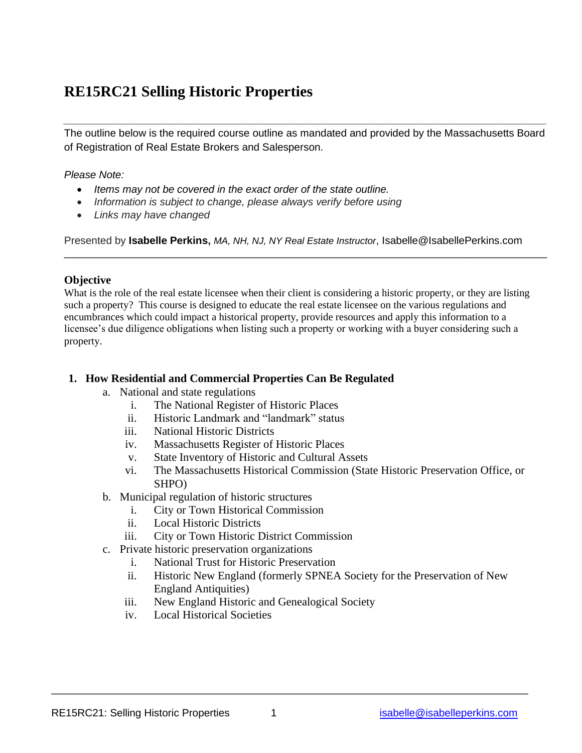# RE15RC21 Selling Historic Properties

The outline below is the required course outline as mandated and provided by the Massachusetts Board of Registration of Real Estate Brokers and Salesperson.

*Please Note:*

- *Items may not be covered in the exact order of the state outline.*
- *Information is subject to change, please always verify before using*
- *Links may have changed*

Presented by **Isabelle Perkins,** *MA, NH, NJ, NY Real Estate Instructor*, Isabelle@IsabellePerkins.com

## Objective

What is the role of the real estate licensee when their client is considering a historic property, or they are listing such a property? This course is designed to educate the real estate licensee on the various regulations and encumbrances which could impact a historical property, provide resources and apply this information to a licensee's due diligence obligations when listing such a property or working with a buyer considering such a property.

### 1. How Residential and Commercial Properties Can Be Regulated

a. National and state regulations
   - i. The National Register of Historic Places
   - ii. Historic Landmark and "landmark" status
   - iii. National Historic Districts
   - iv. Massachusetts Register of Historic Places
   - v. State Inventory of Historic and Cultural Assets
   - vi. The Massachusetts Historical Commission (State Historic Preservation Office, or SHPO)

b. Municipal regulation of historic structures
   - i. City or Town Historical Commission
   - ii. Local Historic Districts
   - iii. City or Town Historic District Commission

c. Private historic preservation organizations
   - i. National Trust for Historic Preservation
   - ii. Historic New England (formerly SPNEA Society for the Preservation of New England Antiquities)
   - iii. New England Historic and Genealogical Society
   - iv. Local Historical Societies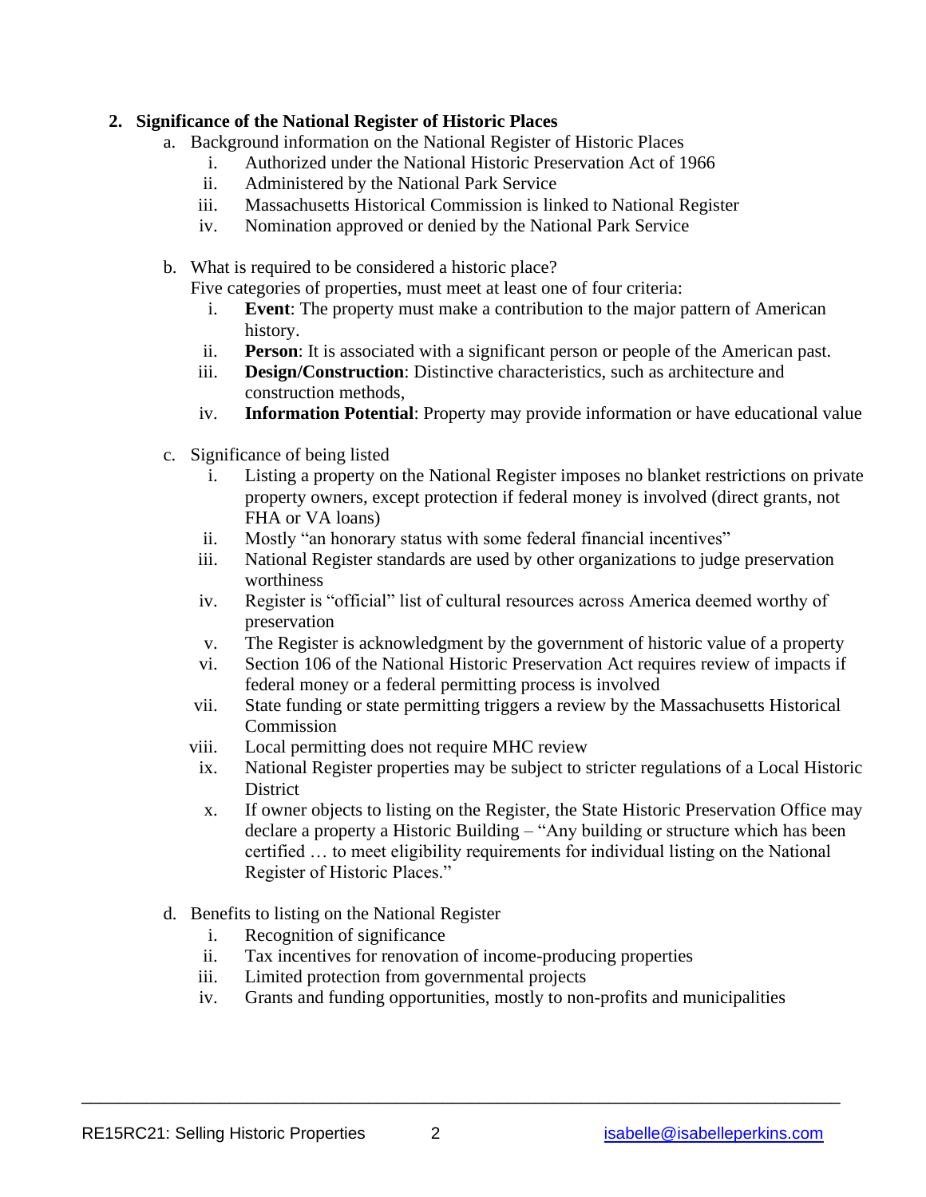## 2. Significance of the National Register of Historic Places

a. Background information on the National Register of Historic Places

   i. Authorized under the National Historic Preservation Act of 1966

   ii. Administered by the National Park Service

   iii. Massachusetts Historical Commission is linked to National Register

   iv. Nomination approved or denied by the National Park Service

b. What is required to be considered a historic place?
   Five categories of properties, must meet at least one of four criteria:

   i. **Event**: The property must make a contribution to the major pattern of American history.

   ii. **Person**: It is associated with a significant person or people of the American past.

   iii. **Design/Construction**: Distinctive characteristics, such as architecture and construction methods,

   iv. **Information Potential**: Property may provide information or have educational value

c. Significance of being listed

   i. Listing a property on the National Register imposes no blanket restrictions on private property owners, except protection if federal money is involved (direct grants, not FHA or VA loans)

   ii. Mostly "an honorary status with some federal financial incentives"

   iii. National Register standards are used by other organizations to judge preservation worthiness

   iv. Register is "official" list of cultural resources across America deemed worthy of preservation

   v. The Register is acknowledgment by the government of historic value of a property

   vi. Section 106 of the National Historic Preservation Act requires review of impacts if federal money or a federal permitting process is involved

   vii. State funding or state permitting triggers a review by the Massachusetts Historical Commission

   viii. Local permitting does not require MHC review

   ix. National Register properties may be subject to stricter regulations of a Local Historic District

   x. If owner objects to listing on the Register, the State Historic Preservation Office may declare a property a Historic Building – "Any building or structure which has been certified … to meet eligibility requirements for individual listing on the National Register of Historic Places."

d. Benefits to listing on the National Register

   i. Recognition of significance

   ii. Tax incentives for renovation of income-producing properties

   iii. Limited protection from governmental projects

   iv. Grants and funding opportunities, mostly to non-profits and municipalities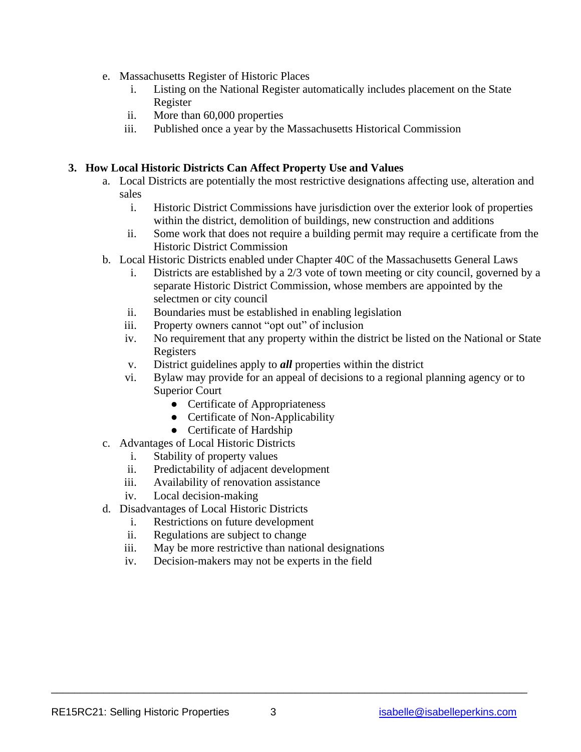e. Massachusetts Register of Historic Places
    i. Listing on the National Register automatically includes placement on the State Register
    ii. More than 60,000 properties
    iii. Published once a year by the Massachusetts Historical Commission

**3. How Local Historic Districts Can Affect Property Use and Values**

a. Local Districts are potentially the most restrictive designations affecting use, alteration and sales
    i. Historic District Commissions have jurisdiction over the exterior look of properties within the district, demolition of buildings, new construction and additions
    ii. Some work that does not require a building permit may require a certificate from the Historic District Commission

b. Local Historic Districts enabled under Chapter 40C of the Massachusetts General Laws
    i. Districts are established by a 2/3 vote of town meeting or city council, governed by a separate Historic District Commission, whose members are appointed by the selectmen or city council
    ii. Boundaries must be established in enabling legislation
    iii. Property owners cannot "opt out" of inclusion
    iv. No requirement that any property within the district be listed on the National or State Registers
    v. District guidelines apply to ***all*** properties within the district
    vi. Bylaw may provide for an appeal of decisions to a regional planning agency or to Superior Court
        - Certificate of Appropriateness
        - Certificate of Non-Applicability
        - Certificate of Hardship

c. Advantages of Local Historic Districts
    i. Stability of property values
    ii. Predictability of adjacent development
    iii. Availability of renovation assistance
    iv. Local decision-making

d. Disadvantages of Local Historic Districts
    i. Restrictions on future development
    ii. Regulations are subject to change
    iii. May be more restrictive than national designations
    iv. Decision-makers may not be experts in the field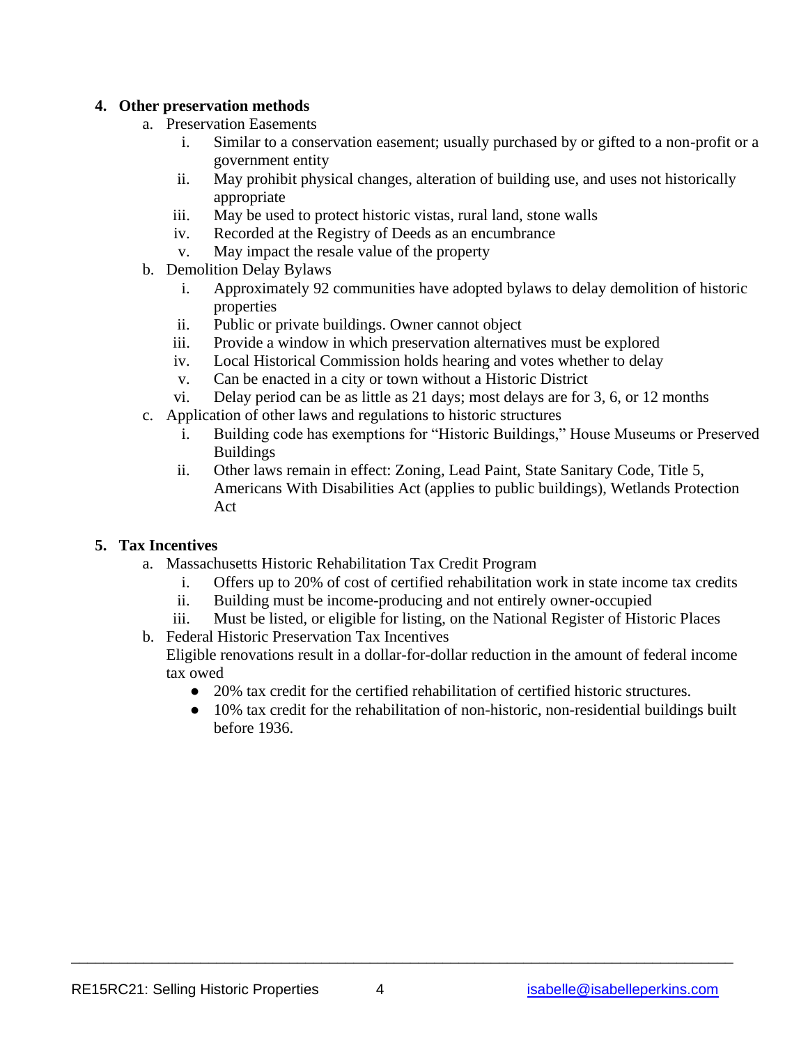**4. Other preservation methods**

a. Preservation Easements

   i. Similar to a conservation easement; usually purchased by or gifted to a non-profit or a government entity

   ii. May prohibit physical changes, alteration of building use, and uses not historically appropriate

   iii. May be used to protect historic vistas, rural land, stone walls

   iv. Recorded at the Registry of Deeds as an encumbrance

   v. May impact the resale value of the property

b. Demolition Delay Bylaws

   i. Approximately 92 communities have adopted bylaws to delay demolition of historic properties

   ii. Public or private buildings. Owner cannot object

   iii. Provide a window in which preservation alternatives must be explored

   iv. Local Historical Commission holds hearing and votes whether to delay

   v. Can be enacted in a city or town without a Historic District

   vi. Delay period can be as little as 21 days; most delays are for 3, 6, or 12 months

c. Application of other laws and regulations to historic structures

   i. Building code has exemptions for "Historic Buildings," House Museums or Preserved Buildings

   ii. Other laws remain in effect: Zoning, Lead Paint, State Sanitary Code, Title 5, Americans With Disabilities Act (applies to public buildings), Wetlands Protection Act

**5. Tax Incentives**

a. Massachusetts Historic Rehabilitation Tax Credit Program

   i. Offers up to 20% of cost of certified rehabilitation work in state income tax credits

   ii. Building must be income-producing and not entirely owner-occupied

   iii. Must be listed, or eligible for listing, on the National Register of Historic Places

b. Federal Historic Preservation Tax Incentives

   Eligible renovations result in a dollar-for-dollar reduction in the amount of federal income tax owed

   - 20% tax credit for the certified rehabilitation of certified historic structures.
   - 10% tax credit for the rehabilitation of non-historic, non-residential buildings built before 1936.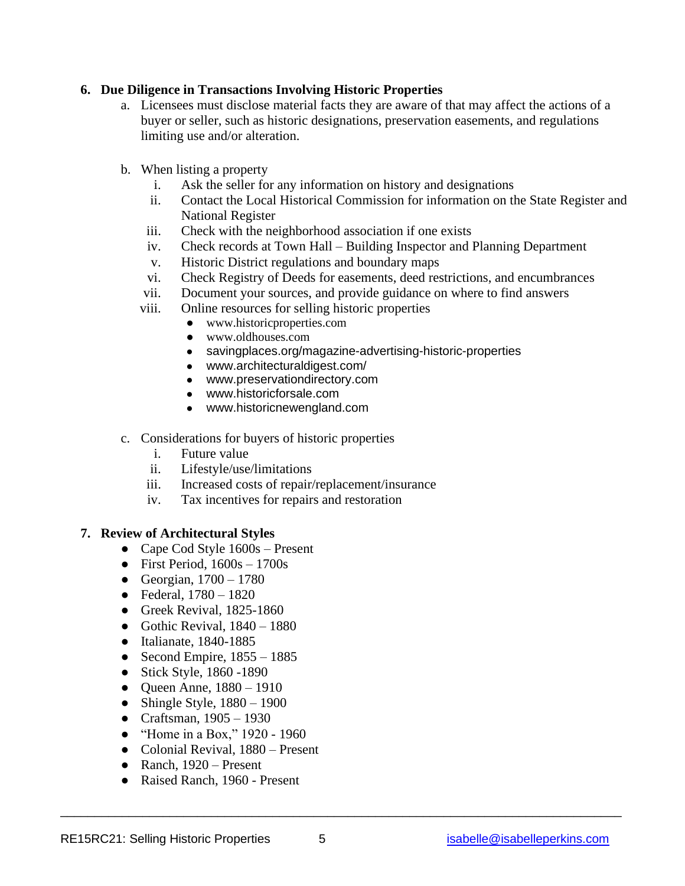## 6. Due Diligence in Transactions Involving Historic Properties

a. Licensees must disclose material facts they are aware of that may affect the actions of a buyer or seller, such as historic designations, preservation easements, and regulations limiting use and/or alteration.

b. When listing a property
   i. Ask the seller for any information on history and designations
   ii. Contact the Local Historical Commission for information on the State Register and National Register
   iii. Check with the neighborhood association if one exists
   iv. Check records at Town Hall – Building Inspector and Planning Department
   v. Historic District regulations and boundary maps
   vi. Check Registry of Deeds for easements, deed restrictions, and encumbrances
   vii. Document your sources, and provide guidance on where to find answers
   viii. Online resources for selling historic properties
      - www.historicproperties.com
      - www.oldhouses.com
      - savingplaces.org/magazine-advertising-historic-properties
      - www.architecturaldigest.com/
      - www.preservationdirectory.com
      - www.historicforsale.com
      - www.historicnewengland.com

c. Considerations for buyers of historic properties
   i. Future value
   ii. Lifestyle/use/limitations
   iii. Increased costs of repair/replacement/insurance
   iv. Tax incentives for repairs and restoration

## 7. Review of Architectural Styles

- Cape Cod Style 1600s – Present
- First Period, 1600s – 1700s
- Georgian, 1700 – 1780
- Federal, 1780 – 1820
- Greek Revival, 1825-1860
- Gothic Revival, 1840 – 1880
- Italianate, 1840-1885
- Second Empire, 1855 – 1885
- Stick Style, 1860 -1890
- Queen Anne, 1880 – 1910
- Shingle Style, 1880 – 1900
- Craftsman, 1905 – 1930
- "Home in a Box," 1920 - 1960
- Colonial Revival, 1880 – Present
- Ranch, 1920 – Present
- Raised Ranch, 1960 - Present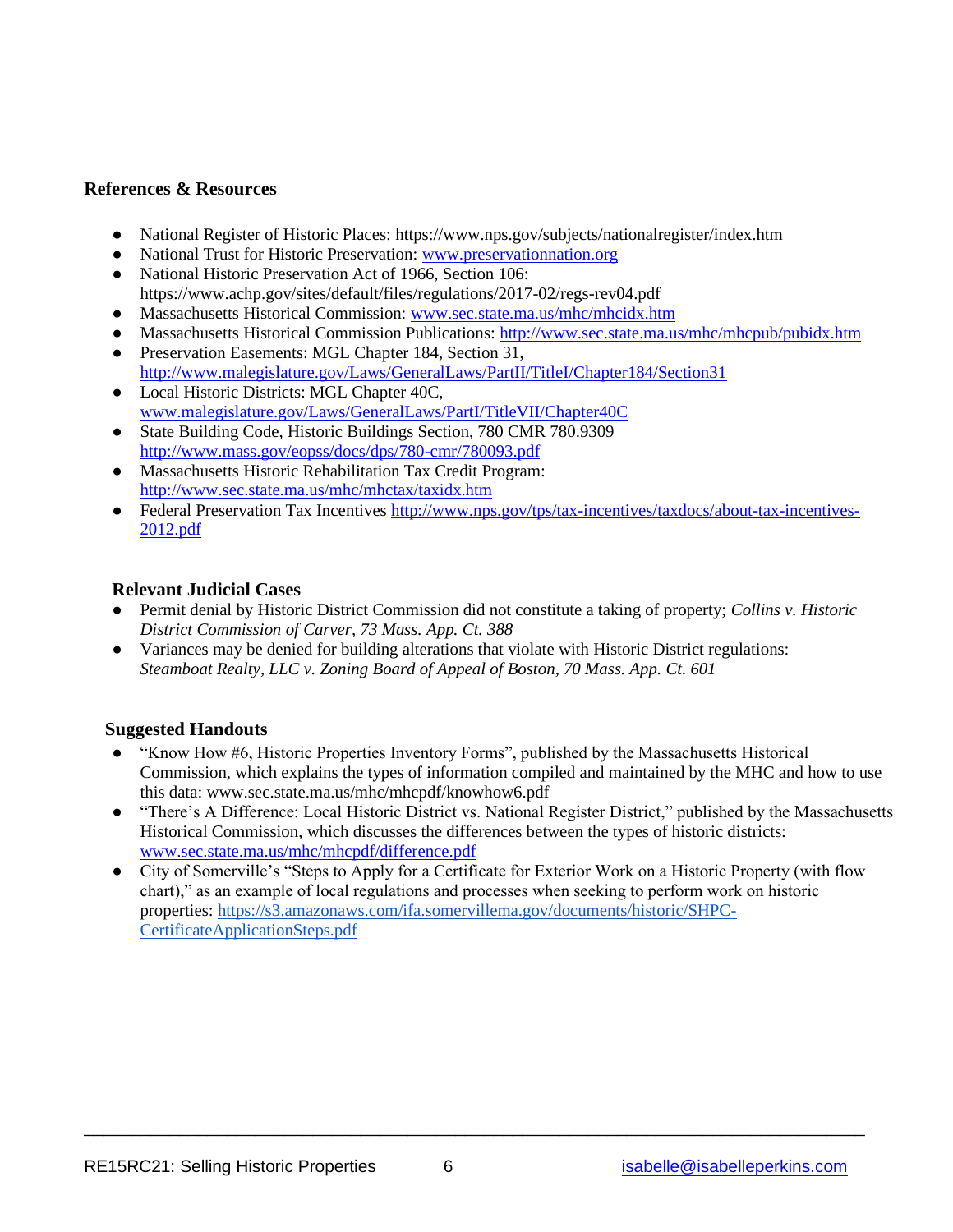## References & Resources

- National Register of Historic Places: https://www.nps.gov/subjects/nationalregister/index.htm
- National Trust for Historic Preservation: www.preservationnation.org
- National Historic Preservation Act of 1966, Section 106: https://www.achp.gov/sites/default/files/regulations/2017-02/regs-rev04.pdf
- Massachusetts Historical Commission: www.sec.state.ma.us/mhc/mhcidx.htm
- Massachusetts Historical Commission Publications: http://www.sec.state.ma.us/mhc/mhcpub/pubidx.htm
- Preservation Easements: MGL Chapter 184, Section 31, http://www.malegislature.gov/Laws/GeneralLaws/PartII/TitleI/Chapter184/Section31
- Local Historic Districts: MGL Chapter 40C, www.malegislature.gov/Laws/GeneralLaws/PartI/TitleVII/Chapter40C
- State Building Code, Historic Buildings Section, 780 CMR 780.9309 http://www.mass.gov/eopss/docs/dps/780-cmr/780093.pdf
- Massachusetts Historic Rehabilitation Tax Credit Program: http://www.sec.state.ma.us/mhc/mhctax/taxidx.htm
- Federal Preservation Tax Incentives http://www.nps.gov/tps/tax-incentives/taxdocs/about-tax-incentives-2012.pdf

### Relevant Judicial Cases

- Permit denial by Historic District Commission did not constitute a taking of property; *Collins v. Historic District Commission of Carver, 73 Mass. App. Ct. 388*
- Variances may be denied for building alterations that violate with Historic District regulations: *Steamboat Realty, LLC v. Zoning Board of Appeal of Boston, 70 Mass. App. Ct. 601*

### Suggested Handouts

- "Know How #6, Historic Properties Inventory Forms", published by the Massachusetts Historical Commission, which explains the types of information compiled and maintained by the MHC and how to use this data: www.sec.state.ma.us/mhc/mhcpdf/knowhow6.pdf
- "There's A Difference: Local Historic District vs. National Register District," published by the Massachusetts Historical Commission, which discusses the differences between the types of historic districts: www.sec.state.ma.us/mhc/mhcpdf/difference.pdf
- City of Somerville's "Steps to Apply for a Certificate for Exterior Work on a Historic Property (with flow chart)," as an example of local regulations and processes when seeking to perform work on historic properties: https://s3.amazonaws.com/ifa.somervillema.gov/documents/historic/SHPC-CertificateApplicationSteps.pdf